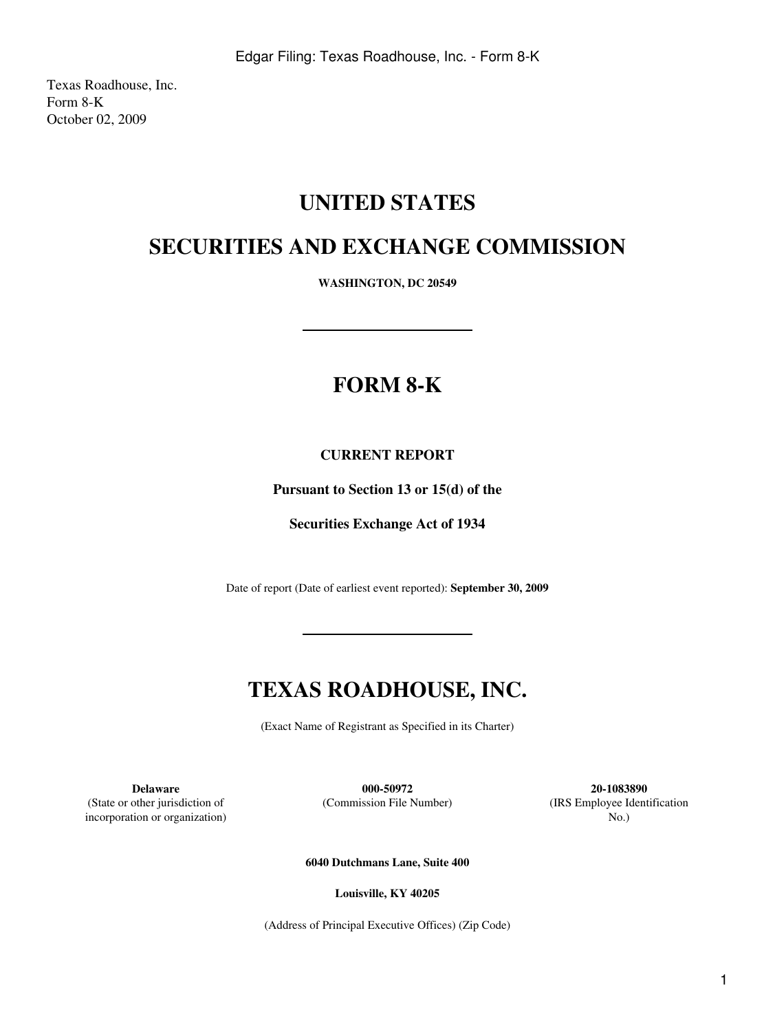Texas Roadhouse, Inc.
Form 8-K
October 02, 2009

# UNITED STATES

# SECURITIES AND EXCHANGE COMMISSION

**WASHINGTON, DC 20549**

---

# FORM 8-K

**CURRENT REPORT**

**Pursuant to Section 13 or 15(d) of the**

**Securities Exchange Act of 1934**

Date of report (Date of earliest event reported): **September 30, 2009**

---

# TEXAS ROADHOUSE, INC.

(Exact Name of Registrant as Specified in its Charter)

| **Delaware** | **000-50972** | **20-1083890** |
|---|---|---|
| (State or other jurisdiction of incorporation or organization) | (Commission File Number) | (IRS Employee Identification No.) |

**6040 Dutchmans Lane, Suite 400**

**Louisville, KY 40205**

(Address of Principal Executive Offices) (Zip Code)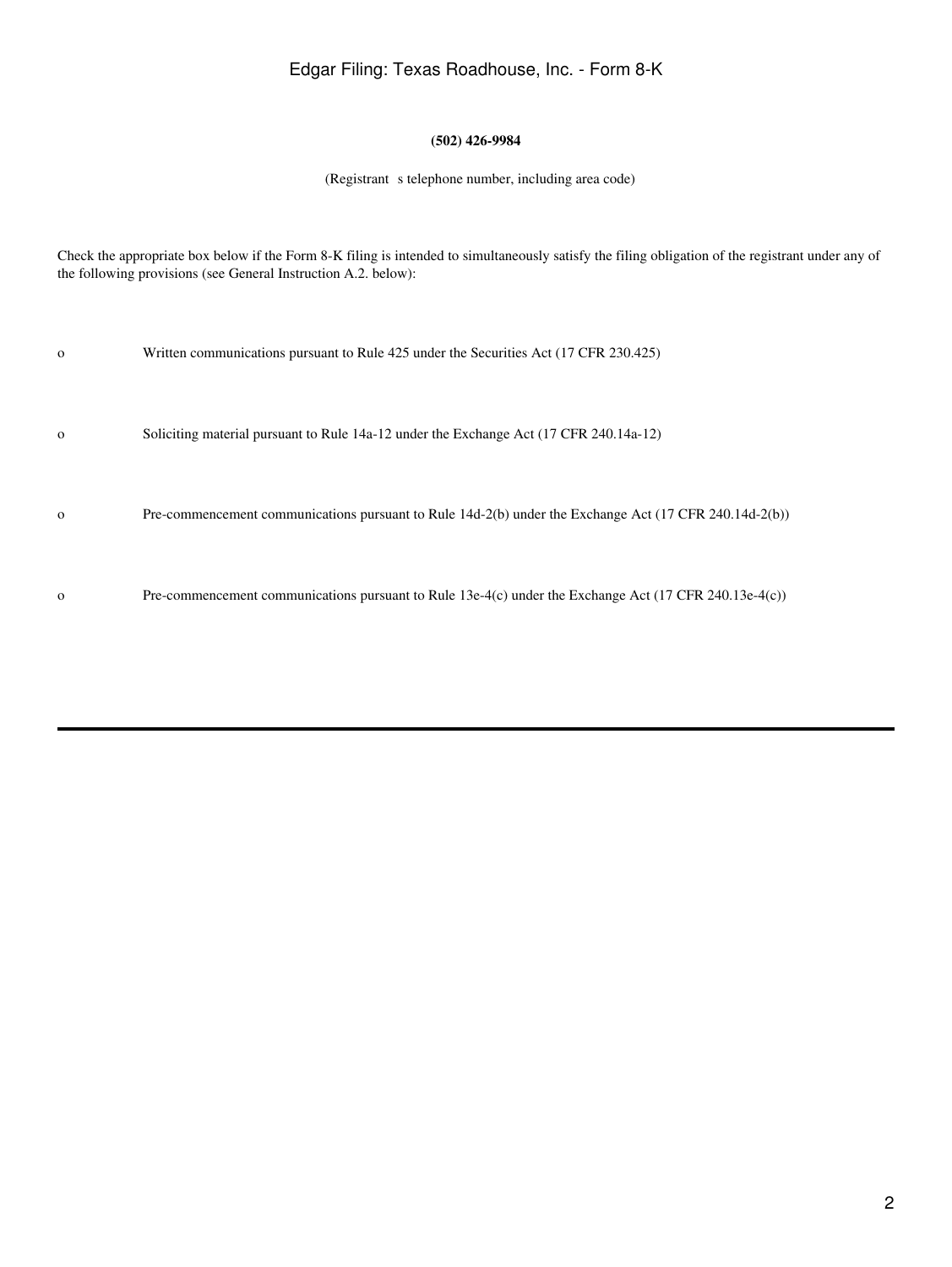**(502) 426-9984**

(Registrant s telephone number, including area code)

Check the appropriate box below if the Form 8-K filing is intended to simultaneously satisfy the filing obligation of the registrant under any of the following provisions (see General Instruction A.2. below):

o Written communications pursuant to Rule 425 under the Securities Act (17 CFR 230.425)

o Soliciting material pursuant to Rule 14a-12 under the Exchange Act (17 CFR 240.14a-12)

o Pre-commencement communications pursuant to Rule 14d-2(b) under the Exchange Act (17 CFR 240.14d-2(b))

o Pre-commencement communications pursuant to Rule 13e-4(c) under the Exchange Act (17 CFR 240.13e-4(c))

---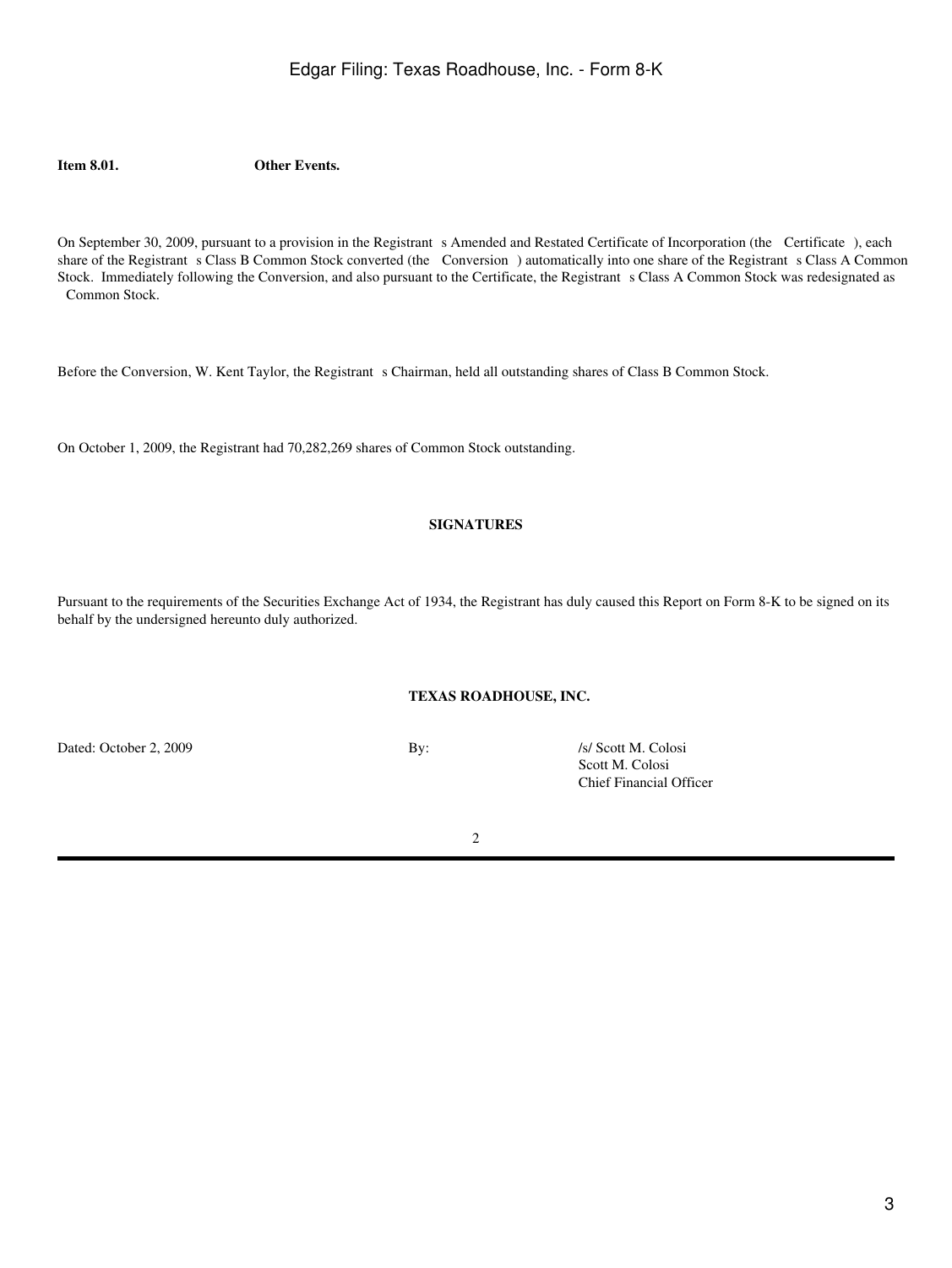**Item 8.01. Other Events.**

On September 30, 2009, pursuant to a provision in the Registrant s Amended and Restated Certificate of Incorporation (the Certificate ), each share of the Registrant s Class B Common Stock converted (the Conversion ) automatically into one share of the Registrant s Class A Common Stock. Immediately following the Conversion, and also pursuant to the Certificate, the Registrant s Class A Common Stock was redesignated as Common Stock.

Before the Conversion, W. Kent Taylor, the Registrant s Chairman, held all outstanding shares of Class B Common Stock.

On October 1, 2009, the Registrant had 70,282,269 shares of Common Stock outstanding.

**SIGNATURES**

Pursuant to the requirements of the Securities Exchange Act of 1934, the Registrant has duly caused this Report on Form 8-K to be signed on its behalf by the undersigned hereunto duly authorized.

**TEXAS ROADHOUSE, INC.**

Dated: October 2, 2009

By: /s/ Scott M. Colosi
Scott M. Colosi
Chief Financial Officer